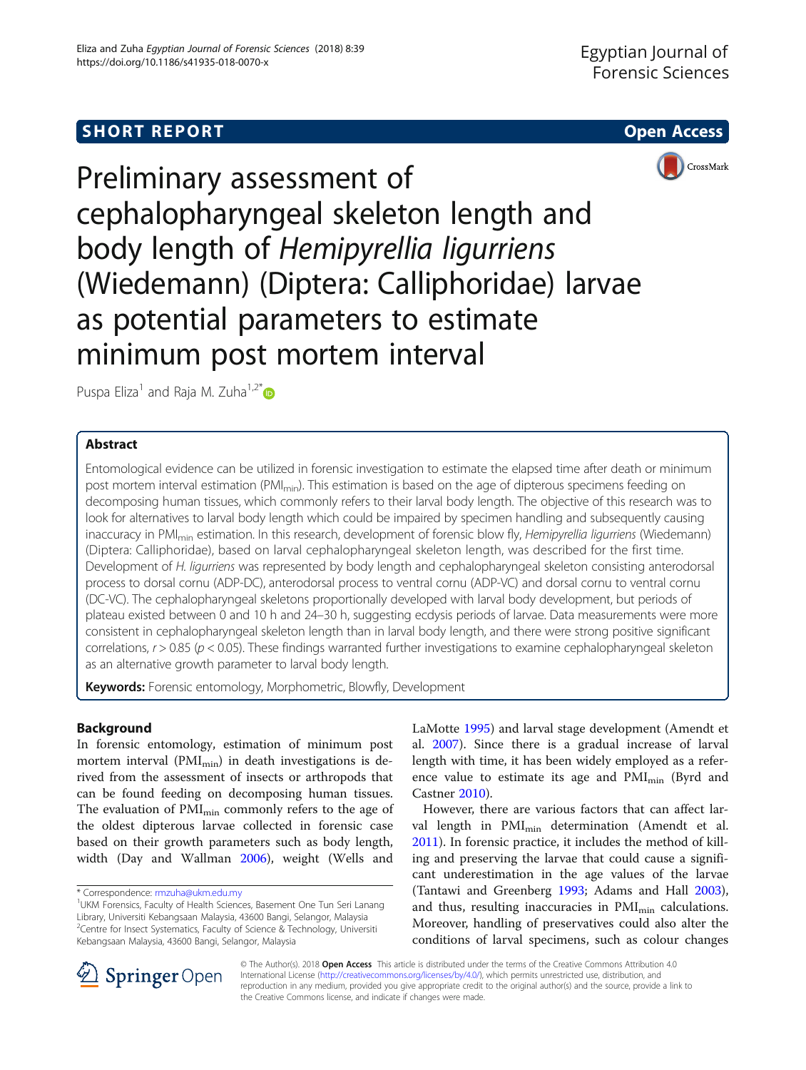**SHORT REPORT** **Open Access**

# Preliminary assessment of cephalopharyngeal skeleton length and body length of *Hemipyrellia ligurriens* (Wiedemann) (Diptera: Calliphoridae) larvae as potential parameters to estimate minimum post mortem interval

Puspa Eliza[1] and Raja M. Zuha[1,2*]

## Abstract

Entomological evidence can be utilized in forensic investigation to estimate the elapsed time after death or minimum post mortem interval estimation ($PMI_{min}$). This estimation is based on the age of dipterous specimens feeding on decomposing human tissues, which commonly refers to their larval body length. The objective of this research was to look for alternatives to larval body length which could be impaired by specimen handling and subsequently causing inaccuracy in $PMI_{min}$ estimation. In this research, development of forensic blow fly, *Hemipyrellia ligurriens* (Wiedemann) (Diptera: Calliphoridae), based on larval cephalopharyngeal skeleton length, was described for the first time. Development of *H. ligurriens* was represented by body length and cephalopharyngeal skeleton consisting anterodorsal process to dorsal cornu (ADP-DC), anterodorsal process to ventral cornu (ADP-VC) and dorsal cornu to ventral cornu (DC-VC). The cephalopharyngeal skeletons proportionally developed with larval body development, but periods of plateau existed between 0 and 10 h and 24–30 h, suggesting ecdysis periods of larvae. Data measurements were more consistent in cephalopharyngeal skeleton length than in larval body length, and there were strong positive significant correlations, $r > 0.85$ ($p < 0.05$). These findings warranted further investigations to examine cephalopharyngeal skeleton as an alternative growth parameter to larval body length.

**Keywords:** Forensic entomology, Morphometric, Blowfly, Development

## Background

In forensic entomology, estimation of minimum post mortem interval ($PMI_{min}$) in death investigations is derived from the assessment of insects or arthropods that can be found feeding on decomposing human tissues. The evaluation of $PMI_{min}$ commonly refers to the age of the oldest dipterous larvae collected in forensic case based on their growth parameters such as body length, width (Day and Wallman 2006), weight (Wells and LaMotte 1995) and larval stage development (Amendt et al. 2007). Since there is a gradual increase of larval length with time, it has been widely employed as a reference value to estimate its age and $PMI_{min}$ (Byrd and Castner 2010).

However, there are various factors that can affect larval length in $PMI_{min}$ determination (Amendt et al. 2011). In forensic practice, it includes the method of killing and preserving the larvae that could cause a significant underestimation in the age values of the larvae (Tantawi and Greenberg 1993; Adams and Hall 2003), and thus, resulting inaccuracies in $PMI_{min}$ calculations. Moreover, handling of preservatives could also alter the conditions of larval specimens, such as colour changes

---

\* Correspondence: rmzuha@ukm.edu.my
[1]UKM Forensics, Faculty of Health Sciences, Basement One Tun Seri Lanang Library, Universiti Kebangsaan Malaysia, 43600 Bangi, Selangor, Malaysia
[2]Centre for Insect Systematics, Faculty of Science & Technology, Universiti Kebangsaan Malaysia, 43600 Bangi, Selangor, Malaysia

© The Author(s). 2018 **Open Access** This article is distributed under the terms of the Creative Commons Attribution 4.0 International License (http://creativecommons.org/licenses/by/4.0/), which permits unrestricted use, distribution, and reproduction in any medium, provided you give appropriate credit to the original author(s) and the source, provide a link to the Creative Commons license, and indicate if changes were made.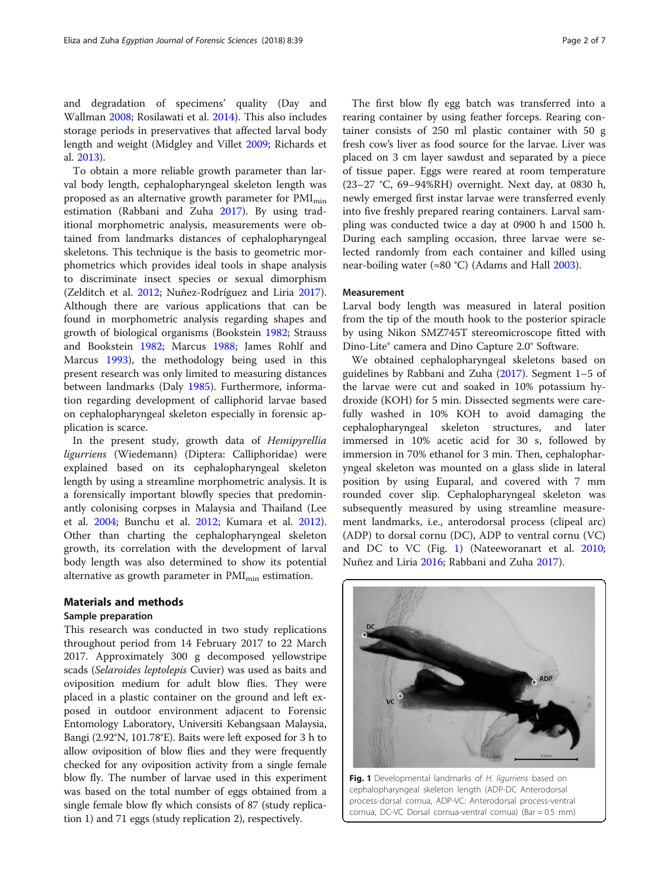and degradation of specimens' quality (Day and Wallman 2008; Rosilawati et al. 2014). This also includes storage periods in preservatives that affected larval body length and weight (Midgley and Villet 2009; Richards et al. 2013).

To obtain a more reliable growth parameter than larval body length, cephalopharyngeal skeleton length was proposed as an alternative growth parameter for $PMI_{min}$ estimation (Rabbani and Zuha 2017). By using traditional morphometric analysis, measurements were obtained from landmarks distances of cephalopharyngeal skeletons. This technique is the basis to geometric morphometrics which provides ideal tools in shape analysis to discriminate insect species or sexual dimorphism (Zelditch et al. 2012; Nuñez-Rodríguez and Liria 2017). Although there are various applications that can be found in morphometric analysis regarding shapes and growth of biological organisms (Bookstein 1982; Strauss and Bookstein 1982; Marcus 1988; James Rohlf and Marcus 1993), the methodology being used in this present research was only limited to measuring distances between landmarks (Daly 1985). Furthermore, information regarding development of calliphorid larvae based on cephalopharyngeal skeleton especially in forensic application is scarce.

In the present study, growth data of *Hemipyrellia ligurriens* (Wiedemann) (Diptera: Calliphoridae) were explained based on its cephalopharyngeal skeleton length by using a streamline morphometric analysis. It is a forensically important blowfly species that predominantly colonising corpses in Malaysia and Thailand (Lee et al. 2004; Bunchu et al. 2012; Kumara et al. 2012). Other than charting the cephalopharyngeal skeleton growth, its correlation with the development of larval body length was also determined to show its potential alternative as growth parameter in $PMI_{min}$ estimation.

## Materials and methods

### Sample preparation

This research was conducted in two study replications throughout period from 14 February 2017 to 22 March 2017. Approximately 300 g decomposed yellowstripe scads (*Selaroides leptolepis* Cuvier) was used as baits and oviposition medium for adult blow flies. They were placed in a plastic container on the ground and left exposed in outdoor environment adjacent to Forensic Entomology Laboratory, Universiti Kebangsaan Malaysia, Bangi (2.92°N, 101.78°E). Baits were left exposed for 3 h to allow oviposition of blow flies and they were frequently checked for any oviposition activity from a single female blow fly. The number of larvae used in this experiment was based on the total number of eggs obtained from a single female blow fly which consists of 87 (study replication 1) and 71 eggs (study replication 2), respectively.

The first blow fly egg batch was transferred into a rearing container by using feather forceps. Rearing container consists of 250 ml plastic container with 50 g fresh cow's liver as food source for the larvae. Liver was placed on 3 cm layer sawdust and separated by a piece of tissue paper. Eggs were reared at room temperature (23–27 °C, 69–94%RH) overnight. Next day, at 0830 h, newly emerged first instar larvae were transferred evenly into five freshly prepared rearing containers. Larval sampling was conducted twice a day at 0900 h and 1500 h. During each sampling occasion, three larvae were selected randomly from each container and killed using near-boiling water (≈80 °C) (Adams and Hall 2003).

### Measurement

Larval body length was measured in lateral position from the tip of the mouth hook to the posterior spiracle by using Nikon SMZ745T stereomicroscope fitted with Dino-Lite® camera and Dino Capture 2.0® Software.

We obtained cephalopharyngeal skeletons based on guidelines by Rabbani and Zuha (2017). Segment 1–5 of the larvae were cut and soaked in 10% potassium hydroxide (KOH) for 5 min. Dissected segments were carefully washed in 10% KOH to avoid damaging the cephalopharyngeal skeleton structures, and later immersed in 10% acetic acid for 30 s, followed by immersion in 70% ethanol for 3 min. Then, cephalopharyngeal skeleton was mounted on a glass slide in lateral position by using Euparal, and covered with 7 mm rounded cover slip. Cephalopharyngeal skeleton was subsequently measured by using streamline measurement landmarks, i.e., anterodorsal process (clipeal arc) (ADP) to dorsal cornu (DC), ADP to ventral cornu (VC) and DC to VC (Fig. 1) (Nateeworanart et al. 2010; Nuñez and Liria 2016; Rabbani and Zuha 2017).

Fig. 1 Developmental landmarks of *H. ligurriens* based on cephalopharyngeal skeleton length (ADP-DC Anterodorsal process-dorsal cornua, ADP-VC: Anterodorsal process-ventral cornua, DC-VC Dorsal cornua-ventral cornua) (Bar = 0.5 mm)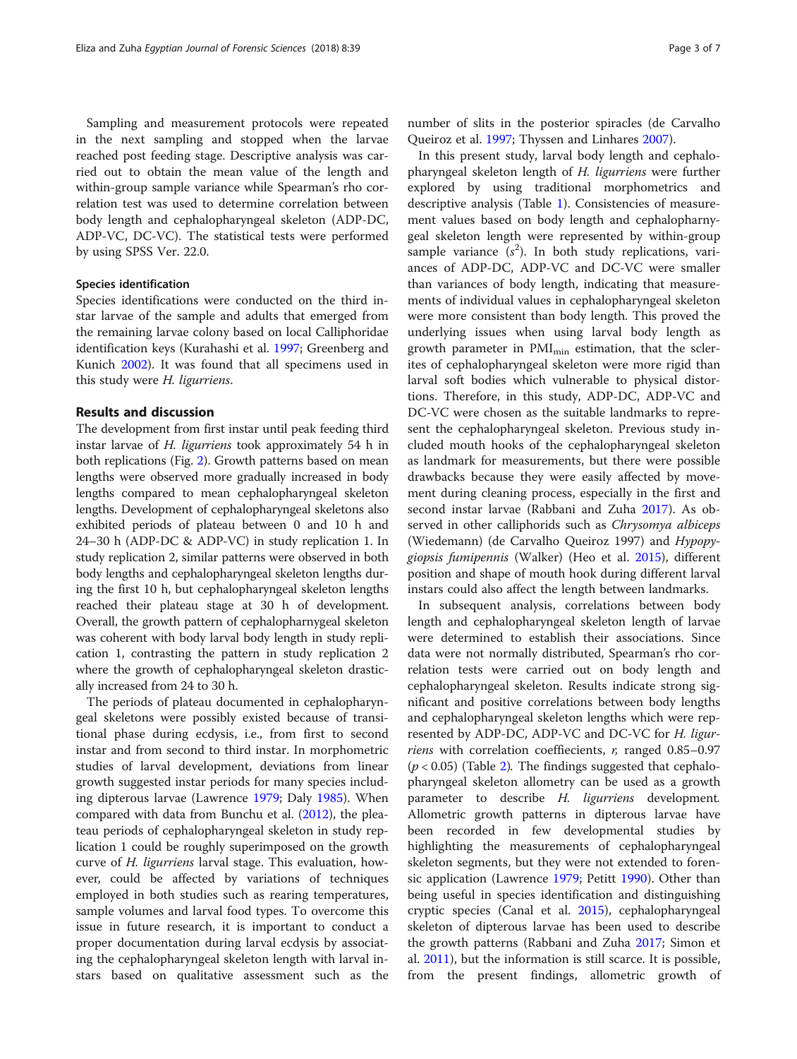Sampling and measurement protocols were repeated in the next sampling and stopped when the larvae reached post feeding stage. Descriptive analysis was carried out to obtain the mean value of the length and within-group sample variance while Spearman's rho correlation test was used to determine correlation between body length and cephalopharyngeal skeleton (ADP-DC, ADP-VC, DC-VC). The statistical tests were performed by using SPSS Ver. 22.0.

### Species identification

Species identifications were conducted on the third instar larvae of the sample and adults that emerged from the remaining larvae colony based on local Calliphoridae identification keys (Kurahashi et al. 1997; Greenberg and Kunich 2002). It was found that all specimens used in this study were *H. ligurriens*.

## Results and discussion

The development from first instar until peak feeding third instar larvae of *H. ligurriens* took approximately 54 h in both replications (Fig. 2). Growth patterns based on mean lengths were observed more gradually increased in body lengths compared to mean cephalopharyngeal skeleton lengths. Development of cephalopharyngeal skeletons also exhibited periods of plateau between 0 and 10 h and 24–30 h (ADP-DC & ADP-VC) in study replication 1. In study replication 2, similar patterns were observed in both body lengths and cephalopharyngeal skeleton lengths during the first 10 h, but cephalopharyngeal skeleton lengths reached their plateau stage at 30 h of development. Overall, the growth pattern of cephalopharnygeal skeleton was coherent with body larval body length in study replication 1, contrasting the pattern in study replication 2 where the growth of cephalopharyngeal skeleton drastically increased from 24 to 30 h.

The periods of plateau documented in cephalopharyngeal skeletons were possibly existed because of transitional phase during ecdysis, i.e., from first to second instar and from second to third instar. In morphometric studies of larval development, deviations from linear growth suggested instar periods for many species including dipterous larvae (Lawrence 1979; Daly 1985). When compared with data from Bunchu et al. (2012), the pleateau periods of cephalopharyngeal skeleton in study replication 1 could be roughly superimposed on the growth curve of *H. ligurriens* larval stage. This evaluation, however, could be affected by variations of techniques employed in both studies such as rearing temperatures, sample volumes and larval food types. To overcome this issue in future research, it is important to conduct a proper documentation during larval ecdysis by associating the cephalopharyngeal skeleton length with larval instars based on qualitative assessment such as the number of slits in the posterior spiracles (de Carvalho Queiroz et al. 1997; Thyssen and Linhares 2007).

In this present study, larval body length and cephalopharyngeal skeleton length of *H. ligurriens* were further explored by using traditional morphometrics and descriptive analysis (Table 1). Consistencies of measurement values based on body length and cephalopharyngeal skeleton length were represented by within-group sample variance ($s^2$). In both study replications, variances of ADP-DC, ADP-VC and DC-VC were smaller than variances of body length, indicating that measurements of individual values in cephalopharyngeal skeleton were more consistent than body length. This proved the underlying issues when using larval body length as growth parameter in $PMI_{min}$ estimation, that the sclerites of cephalopharyngeal skeleton were more rigid than larval soft bodies which vulnerable to physical distortions. Therefore, in this study, ADP-DC, ADP-VC and DC-VC were chosen as the suitable landmarks to represent the cephalopharyngeal skeleton. Previous study included mouth hooks of the cephalopharyngeal skeleton as landmark for measurements, but there were possible drawbacks because they were easily affected by movement during cleaning process, especially in the first and second instar larvae (Rabbani and Zuha 2017). As observed in other calliphorids such as *Chrysomya albiceps* (Wiedemann) (de Carvalho Queiroz 1997) and *Hypopygiopsis fumipennis* (Walker) (Heo et al. 2015), different position and shape of mouth hook during different larval instars could also affect the length between landmarks.

In subsequent analysis, correlations between body length and cephalopharyngeal skeleton length of larvae were determined to establish their associations. Since data were not normally distributed, Spearman's rho correlation tests were carried out on body length and cephalopharyngeal skeleton. Results indicate strong significant and positive correlations between body lengths and cephalopharyngeal skeleton lengths which were represented by ADP-DC, ADP-VC and DC-VC for *H. ligurriens* with correlation coeffiecients, *r*, ranged 0.85–0.97 ($p < 0.05$) (Table 2). The findings suggested that cephalopharyngeal skeleton allometry can be used as a growth parameter to describe *H. ligurriens* development. Allometric growth patterns in dipterous larvae have been recorded in few developmental studies by highlighting the measurements of cephalopharyngeal skeleton segments, but they were not extended to forensic application (Lawrence 1979; Petitt 1990). Other than being useful in species identification and distinguishing cryptic species (Canal et al. 2015), cephalopharyngeal skeleton of dipterous larvae has been used to describe the growth patterns (Rabbani and Zuha 2017; Simon et al. 2011), but the information is still scarce. It is possible, from the present findings, allometric growth of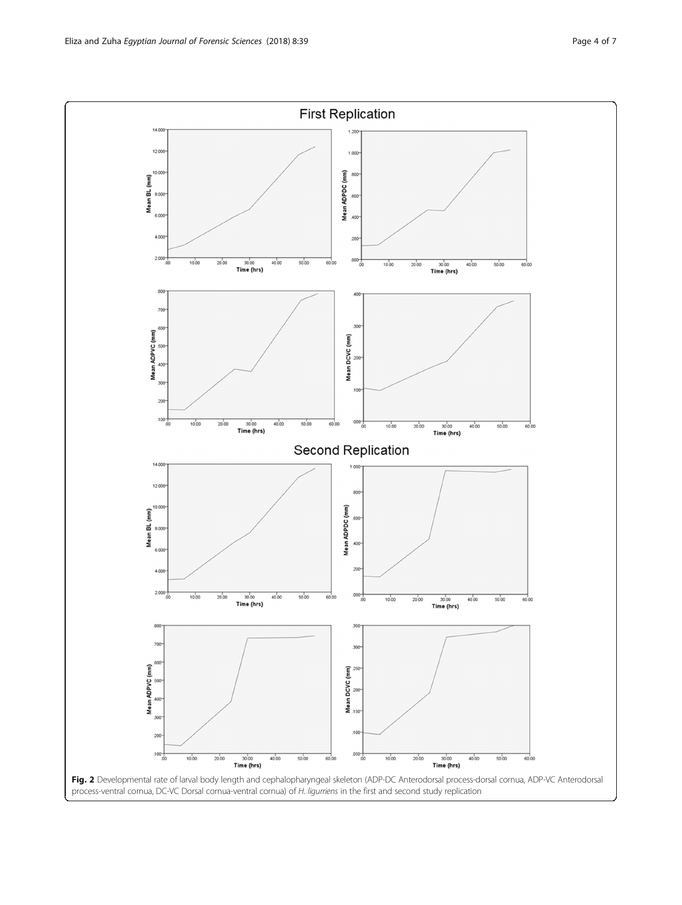**Fig. 2** Developmental rate of larval body length and cephalopharyngeal skeleton (ADP-DC Anterodorsal process-dorsal cornua, ADP-VC Anterodorsal process-ventral cornua, DC-VC Dorsal cornua-ventral cornua) of *H. ligurriens* in the first and second study replication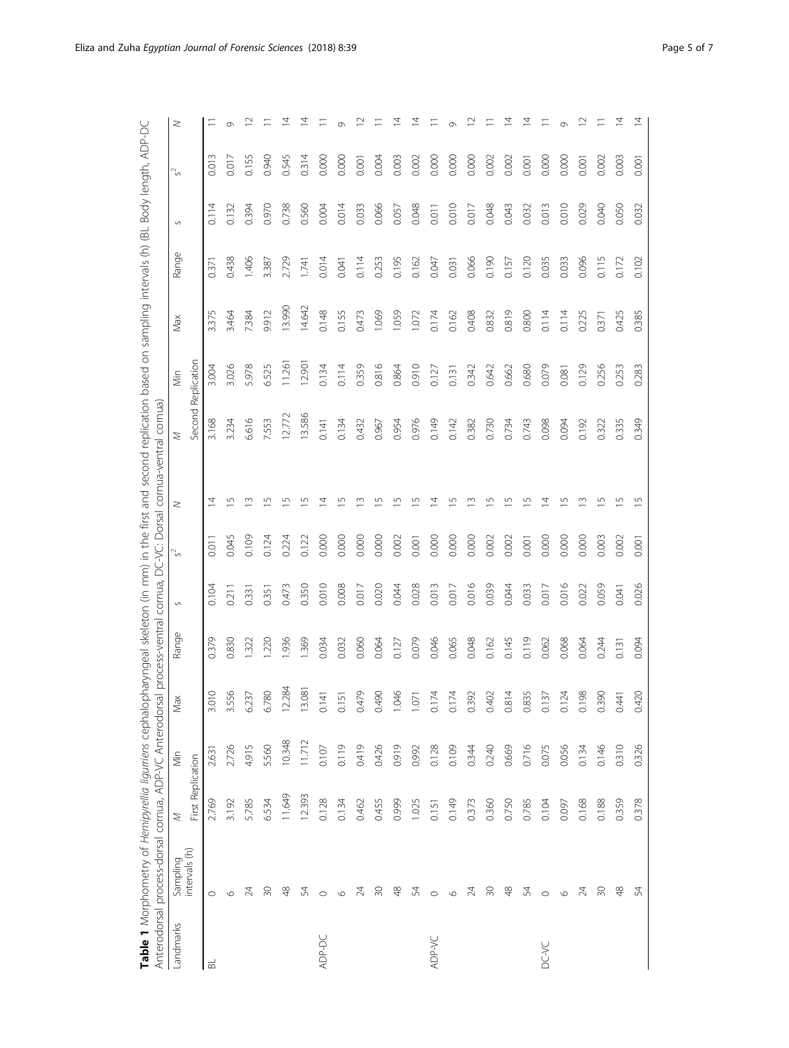**Table 1** Morphometry of *Hemipyrellia ligurriens* cephalopharyngeal skeleton (in mm) in the first and second replication based on sampling intervals (h) (BL Body length, ADP-DC Anterodorsal process-dorsal cornua, ADP-VC Anterodorsal process-ventral cornua, DC-VC: Dorsal cornua-ventral cornua)

| Landmarks | Sampling intervals (h) | *M* | Min | Max | Range | s | $s^2$ | *N* | *M* | Min | Max | Range | s | $s^2$ | *N* |
|---|---|---|---|---|---|---|---|---|---|---|---|---|---|---|---|
| | | First Replication | | | | | | | Second Replication | | | | | | |
| BL | 0 | 2.769 | 2.631 | 3.010 | 0.379 | 0.104 | 0.011 | 14 | 3.168 | 3.004 | 3.375 | 0.371 | 0.114 | 0.013 | 11 |
| | 6 | 3.192 | 2.726 | 3.556 | 0.830 | 0.211 | 0.045 | 15 | 3.234 | 3.026 | 3.464 | 0.438 | 0.132 | 0.017 | 9 |
| | 24 | 5.785 | 4.915 | 6.237 | 1.322 | 0.331 | 0.109 | 13 | 6.616 | 5.978 | 7.384 | 1.406 | 0.394 | 0.155 | 12 |
| | 30 | 6.534 | 5.560 | 6.780 | 1.220 | 0.351 | 0.124 | 15 | 7.553 | 6.525 | 9.912 | 3.387 | 0.970 | 0.940 | 11 |
| | 48 | 11.649 | 10.348 | 12.284 | 1.936 | 0.473 | 0.224 | 15 | 12.772 | 11.261 | 13.990 | 2.729 | 0.738 | 0.545 | 14 |
| | 54 | 12.393 | 11.712 | 13.081 | 1.369 | 0.350 | 0.122 | 15 | 13.586 | 12.901 | 14.642 | 1.741 | 0.560 | 0.314 | 14 |
| ADP-DC | 0 | 0.128 | 0.107 | 0.141 | 0.034 | 0.010 | 0.000 | 14 | 0.141 | 0.134 | 0.148 | 0.014 | 0.004 | 0.000 | 11 |
| | 6 | 0.134 | 0.119 | 0.151 | 0.032 | 0.008 | 0.000 | 15 | 0.134 | 0.114 | 0.155 | 0.041 | 0.014 | 0.000 | 9 |
| | 24 | 0.462 | 0.419 | 0.479 | 0.060 | 0.017 | 0.000 | 13 | 0.432 | 0.359 | 0.473 | 0.114 | 0.033 | 0.001 | 12 |
| | 30 | 0.455 | 0.426 | 0.490 | 0.064 | 0.020 | 0.000 | 15 | 0.967 | 0.816 | 1.069 | 0.253 | 0.066 | 0.004 | 11 |
| | 48 | 0.999 | 0.919 | 1.046 | 0.127 | 0.044 | 0.002 | 15 | 0.954 | 0.864 | 1.059 | 0.195 | 0.057 | 0.003 | 14 |
| | 54 | 1.025 | 0.992 | 1.071 | 0.079 | 0.028 | 0.001 | 15 | 0.976 | 0.910 | 1.072 | 0.162 | 0.048 | 0.002 | 14 |
| ADP-VC | 0 | 0.151 | 0.128 | 0.174 | 0.046 | 0.013 | 0.000 | 14 | 0.149 | 0.127 | 0.174 | 0.047 | 0.011 | 0.000 | 11 |
| | 6 | 0.149 | 0.109 | 0.174 | 0.065 | 0.017 | 0.000 | 15 | 0.142 | 0.131 | 0.162 | 0.031 | 0.010 | 0.000 | 9 |
| | 24 | 0.373 | 0.344 | 0.392 | 0.048 | 0.016 | 0.000 | 13 | 0.382 | 0.342 | 0.408 | 0.066 | 0.017 | 0.000 | 12 |
| | 30 | 0.360 | 0.240 | 0.402 | 0.162 | 0.039 | 0.002 | 15 | 0.730 | 0.642 | 0.832 | 0.190 | 0.048 | 0.002 | 11 |
| | 48 | 0.750 | 0.669 | 0.814 | 0.145 | 0.044 | 0.002 | 15 | 0.734 | 0.662 | 0.819 | 0.157 | 0.043 | 0.002 | 14 |
| | 54 | 0.785 | 0.716 | 0.835 | 0.119 | 0.033 | 0.001 | 15 | 0.743 | 0.680 | 0.800 | 0.120 | 0.032 | 0.001 | 14 |
| DC-VC | 0 | 0.104 | 0.075 | 0.137 | 0.062 | 0.017 | 0.000 | 14 | 0.098 | 0.079 | 0.114 | 0.035 | 0.013 | 0.000 | 11 |
| | 6 | 0.097 | 0.056 | 0.124 | 0.068 | 0.016 | 0.000 | 15 | 0.094 | 0.081 | 0.114 | 0.033 | 0.010 | 0.000 | 9 |
| | 24 | 0.168 | 0.134 | 0.198 | 0.064 | 0.022 | 0.000 | 13 | 0.192 | 0.129 | 0.225 | 0.096 | 0.029 | 0.001 | 12 |
| | 30 | 0.188 | 0.146 | 0.390 | 0.244 | 0.059 | 0.003 | 15 | 0.322 | 0.256 | 0.371 | 0.115 | 0.040 | 0.002 | 11 |
| | 48 | 0.359 | 0.310 | 0.441 | 0.131 | 0.041 | 0.002 | 15 | 0.335 | 0.253 | 0.425 | 0.172 | 0.050 | 0.003 | 14 |
| | 54 | 0.378 | 0.326 | 0.420 | 0.094 | 0.026 | 0.001 | 15 | 0.349 | 0.283 | 0.385 | 0.102 | 0.032 | 0.001 | 14 |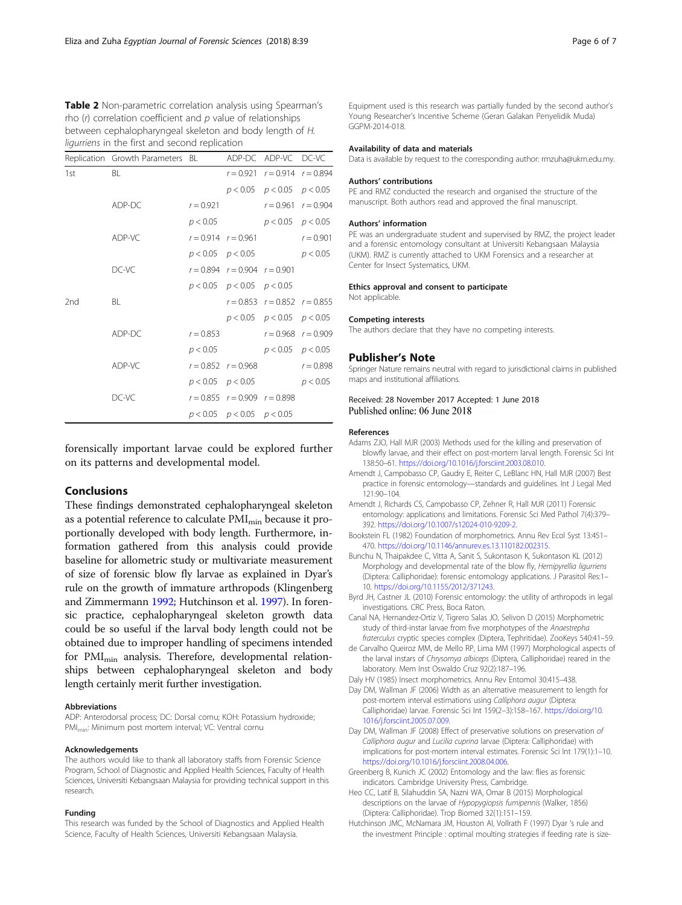**Table 2** Non-parametric correlation analysis using Spearman's rho ($r$) correlation coefficient and $p$ value of relationships between cephalopharyngeal skeleton and body length of *H. ligurriens* in the first and second replication

| Replication | Growth Parameters | BL | ADP-DC | ADP-VC | DC-VC |
|---|---|---|---|---|---|
| 1st | BL | | $r = 0.921$ | $r = 0.914$ | $r = 0.894$ |
| | | | $p < 0.05$ | $p < 0.05$ | $p < 0.05$ |
| | ADP-DC | $r = 0.921$ | | $r = 0.961$ | $r = 0.904$ |
| | | $p < 0.05$ | | $p < 0.05$ | $p < 0.05$ |
| | ADP-VC | $r = 0.914$ | $r = 0.961$ | | $r = 0.901$ |
| | | $p < 0.05$ | $p < 0.05$ | | $p < 0.05$ |
| | DC-VC | $r = 0.894$ | $r = 0.904$ | $r = 0.901$ | |
| | | $p < 0.05$ | $p < 0.05$ | $p < 0.05$ | |
| 2nd | BL | | $r = 0.853$ | $r = 0.852$ | $r = 0.855$ |
| | | | $p < 0.05$ | $p < 0.05$ | $p < 0.05$ |
| | ADP-DC | $r = 0.853$ | | $r = 0.968$ | $r = 0.909$ |
| | | $p < 0.05$ | | $p < 0.05$ | $p < 0.05$ |
| | ADP-VC | $r = 0.852$ | $r = 0.968$ | | $r = 0.898$ |
| | | $p < 0.05$ | $p < 0.05$ | | $p < 0.05$ |
| | DC-VC | $r = 0.855$ | $r = 0.909$ | $r = 0.898$ | |
| | | $p < 0.05$ | $p < 0.05$ | $p < 0.05$ | |

forensically important larvae could be explored further on its patterns and developmental model.

## Conclusions

These findings demonstrated cephalopharyngeal skeleton as a potential reference to calculate $PMI_{min}$ because it proportionally developed with body length. Furthermore, information gathered from this analysis could provide baseline for allometric study or multivariate measurement of size of forensic blow fly larvae as explained in Dyar's rule on the growth of immature arthropods (Klingenberg and Zimmermann 1992; Hutchinson et al. 1997). In forensic practice, cephalopharyngeal skeleton growth data could be so useful if the larval body length could not be obtained due to improper handling of specimens intended for $PMI_{min}$ analysis. Therefore, developmental relationships between cephalopharyngeal skeleton and body length certainly merit further investigation.

#### Abbreviations

ADP: Anterodorsal process; DC: Dorsal cornu; KOH: Potassium hydroxide; $PMI_{min}$: Minimum post mortem interval; VC: Ventral cornu

#### Acknowledgements

The authors would like to thank all laboratory staffs from Forensic Science Program, School of Diagnostic and Applied Health Sciences, Faculty of Health Sciences, Universiti Kebangsaan Malaysia for providing technical support in this research.

#### Funding

This research was funded by the School of Diagnostics and Applied Health Science, Faculty of Health Sciences, Universiti Kebangsaan Malaysia.

Equipment used is this research was partially funded by the second author's Young Researcher's Incentive Scheme (Geran Galakan Penyelidik Muda) GGPM-2014-018.

#### Availability of data and materials

Data is available by request to the corresponding author: rmzuha@ukm.edu.my.

#### Authors' contributions

PE and RMZ conducted the research and organised the structure of the manuscript. Both authors read and approved the final manuscript.

#### Authors' information

PE was an undergraduate student and supervised by RMZ, the project leader and a forensic entomology consultant at Universiti Kebangsaan Malaysia (UKM). RMZ is currently attached to UKM Forensics and a researcher at Center for Insect Systematics, UKM.

#### Ethics approval and consent to participate

Not applicable.

#### Competing interests

The authors declare that they have no competing interests.

## Publisher's Note

Springer Nature remains neutral with regard to jurisdictional claims in published maps and institutional affiliations.

Received: 28 November 2017 Accepted: 1 June 2018
Published online: 06 June 2018

#### References

Adams ZJO, Hall MJR (2003) Methods used for the killing and preservation of blowfly larvae, and their effect on post-mortem larval length. Forensic Sci Int 138:50–61. https://doi.org/10.1016/j.forsciint.2003.08.010.

Amendt J, Campobasso CP, Gaudry E, Reiter C, LeBlanc HN, Hall MJR (2007) Best practice in forensic entomology—standards and guidelines. Int J Legal Med 121:90–104.

Amendt J, Richards CS, Campobasso CP, Zehner R, Hall MJR (2011) Forensic entomology: applications and limitations. Forensic Sci Med Pathol 7(4):379–392. https://doi.org/10.1007/s12024-010-9209-2.

Bookstein FL (1982) Foundation of morphometrics. Annu Rev Ecol Syst 13:451–470. https://doi.org/10.1146/annurev.es.13.110182.002315.

Bunchu N, Thaipakdee C, Vitta A, Sanit S, Sukontason K, Sukontason KL (2012) Morphology and developmental rate of the blow fly, *Hemipyrellia ligurriens* (Diptera: Calliphoridae): forensic entomology applications. J Parasitol Res:1–10. https://doi.org/10.1155/2012/371243.

Byrd JH, Castner JL (2010) Forensic entomology: the utility of arthropods in legal investigations. CRC Press, Boca Raton.

Canal NA, Hernandez-Ortiz V, Tigrero Salas JO, Selivon D (2015) Morphometric study of third-instar larvae from five morphotypes of the *Anaestrepha fraterculus* cryptic species complex (Diptera, Tephritidae). ZooKeys 540:41–59.

de Carvalho Queiroz MM, de Mello RP, Lima MM (1997) Morphological aspects of the larval instars of *Chrysomya albiceps* (Diptera, Calliphoridae) reared in the laboratory. Mem Inst Oswaldo Cruz 92(2):187–196.

Daly HV (1985) Insect morphometrics. Annu Rev Entomol 30:415–438.

Day DM, Wallman JF (2006) Width as an alternative measurement to length for post-mortem interval estimations using *Calliphora augur* (Diptera: Calliphoridae) larvae. Forensic Sci Int 159(2–3):158–167. https://doi.org/10.1016/j.forsciint.2005.07.009.

Day DM, Wallman JF (2008) Effect of preservative solutions on preservation of *Calliphora augur* and *Lucilia cuprina* larvae (Diptera: Calliphoridae) with implications for post-mortem interval estimates. Forensic Sci Int 179(1):1–10. https://doi.org/10.1016/j.forsciint.2008.04.006.

Greenberg B, Kunich JC (2002) Entomology and the law: flies as forensic indicators. Cambridge University Press, Cambridge.

Heo CC, Latif B, Silahuddin SA, Nazni WA, Omar B (2015) Morphological descriptions on the larvae of *Hypopygiopsis fumipennis* (Walker, 1856) (Diptera: Calliphoridae). Trop Biomed 32(1):151–159.

Hutchinson JMC, McNamara JM, Houston AI, Vollrath F (1997) Dyar 's rule and the investment Principle : optimal moulting strategies if feeding rate is size-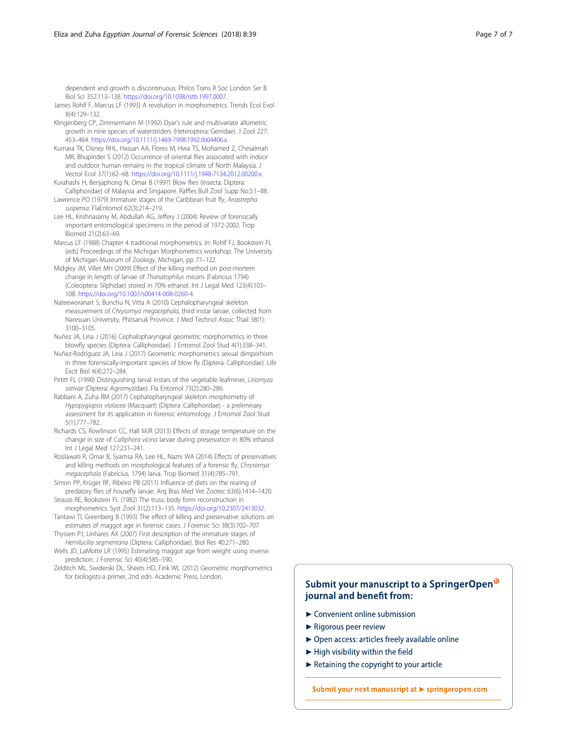dependent and growth is discontinuous. Philos Trans R Soc London Ser B Biol Sci 352:113–138. https://doi.org/10.1098/rstb.1997.0007.

James Rohlf F, Marcus LF (1993) A revolution in morphometrics. Trends Ecol Evol 8(4):129–132.

Klingenberg CP, Zimmermann M (1992) Dyar's rule and multivariate allometric growth in nine species of waterstriders (Heteroptera: Gerridae). J Zool 227: 453–464. https://doi.org/10.1111/j.1469-7998.1992.tb04406.x.

Kumara TK, Disney RHL, Hassan AA, Flores M, Hwa TS, Mohamed Z, Chesalmah MR, Bhupinder S (2012) Occurrence of oriental flies associated with indoor and outdoor human remains in the tropical climate of North Malaysia. J Vector Ecol 37(1):62–68. https://doi.org/10.1111/j.1948-7134.2012.00200.x.

Kurahashi H, Benjaphong N, Omar B (1997) Blow flies (Insecta: Diptera: Calliphoridae) of Malaysia and Singapore. Raffles Bull Zool Supp No.5:1–88.

Lawrence PO (1979) Immature stages of the Caribbean fruit fly, *Anastrepha suspensa*. FlaEntomol 62(3):214–219.

Lee HL, Krishnasamy M, Abdullah AG, Jeffery J (2004) Review of forensically important entomological specimens in the period of 1972-2002. Trop Biomed 21(2):63–69.

Marcus LF (1988) Chapter 4 traditional morphometrics. In: Rohlf FJ, Bookstein FL (eds) Proceedings of the Michigan Morphometrics workshop. The University of Michigan Museum of Zoology, Michigan, pp 77–122.

Midgley JM, Villet MH (2009) Effect of the killing method on post-mortem change in length of larvae of *Thanatophilus micans* (Fabricius 1794) (Coleoptera: Silphidae) stored in 70% ethanol. Int J Legal Med 123(4):103–108. https://doi.org/10.1007/s00414-008-0260-4.

Nateeworanart S, Bunchu N, Vitta A (2010) Cephalopharyngeal skeleton measurement of *Chrysomya megacephala*, third instar larvae, collected from Naresuan University, Phitsanuk Province. J Med Technol Assoc Thail 38(1): 3100–3105.

Nuñez JA, Liria J (2016) Cephalopharyngeal geometric morphometrics in three blowfly species (Diptera: Calliphoridae). J Entomol Zool Stud 4(1):338–341.

Nuñez-Rodríguez JA, Liria J (2017) Geometric morphometrics sexual dimporhism in three forensically-important species of blow fly (Diptera: Calliphoridae). Life Excit Biol 4(4):272–284.

Petitt FL (1990) Distinguishing larval instars of the vegetable leafminer, *Liriomyza sativae* (Diptera: Agromyzidae). Fla Entomol 73(2):280–286.

Rabbani A, Zuha RM (2017) Cephalopharyngeal skeleton morphometry of *Hypopygiopsis violacea* (Macquart) (Diptera :Calliphoridae) - a preliminary assessment for its application in forensic entomology. J Entomol Zool Stud 5(1):777–782.

Richards CS, Rowlinson CC, Hall MJR (2013) Effects of storage temperature on the change in size of *Calliphora vicina* larvae during preservation in 80% ethanol. Int J Legal Med 127:231–241.

Rosilawati R, Omar B, Syamsa RA, Lee HL, Nazni WA (2014) Effects of preservatives and killing methods on morphological features of a forensic fly, *Chrysomya megacephala* (Fabricius, 1794) larva. Trop Biomed 31(4):785–791.

Simon PP, Krüger RF, Ribeiro PB (2011) Influence of diets on the rearing of predatory flies of housefly larvae. Arq Bras Med Vet Zootec 63(6):1414–1420.

Strauss RE, Bookstein FL (1982) The truss: body form reconstruction in morphometrics. Syst Zool 31(2):113–135. https://doi.org/10.2307/2413032.

Tantawi TI, Greenberg B (1993) The effect of killing and preservative solutions on estimates of maggot age in forensic cases. J Forensic Sci 38(3):702–707.

Thyssen PJ, Linhares AX (2007) First description of the immature stages of *Hemilucilia segmentaria* (Diptera: Calliphoridae). Biol Res 40:271–280.

Wells JD, LaMotte LR (1995) Estimating maggot age from weight using inverse prediction. J Forensic Sci 40(4):585–590.

Zelditch ML, Swiderski DL, Sheets HD, Fink WL (2012) Geometric morphometrics for biologists-a primer, 2nd edn. Academic Press, London.

**Submit your manuscript to a SpringerOpen journal and benefit from:**

- ► Convenient online submission
- ► Rigorous peer review
- ► Open access: articles freely available online
- ► High visibility within the field
- ► Retaining the copyright to your article

**Submit your next manuscript at ► springeropen.com**